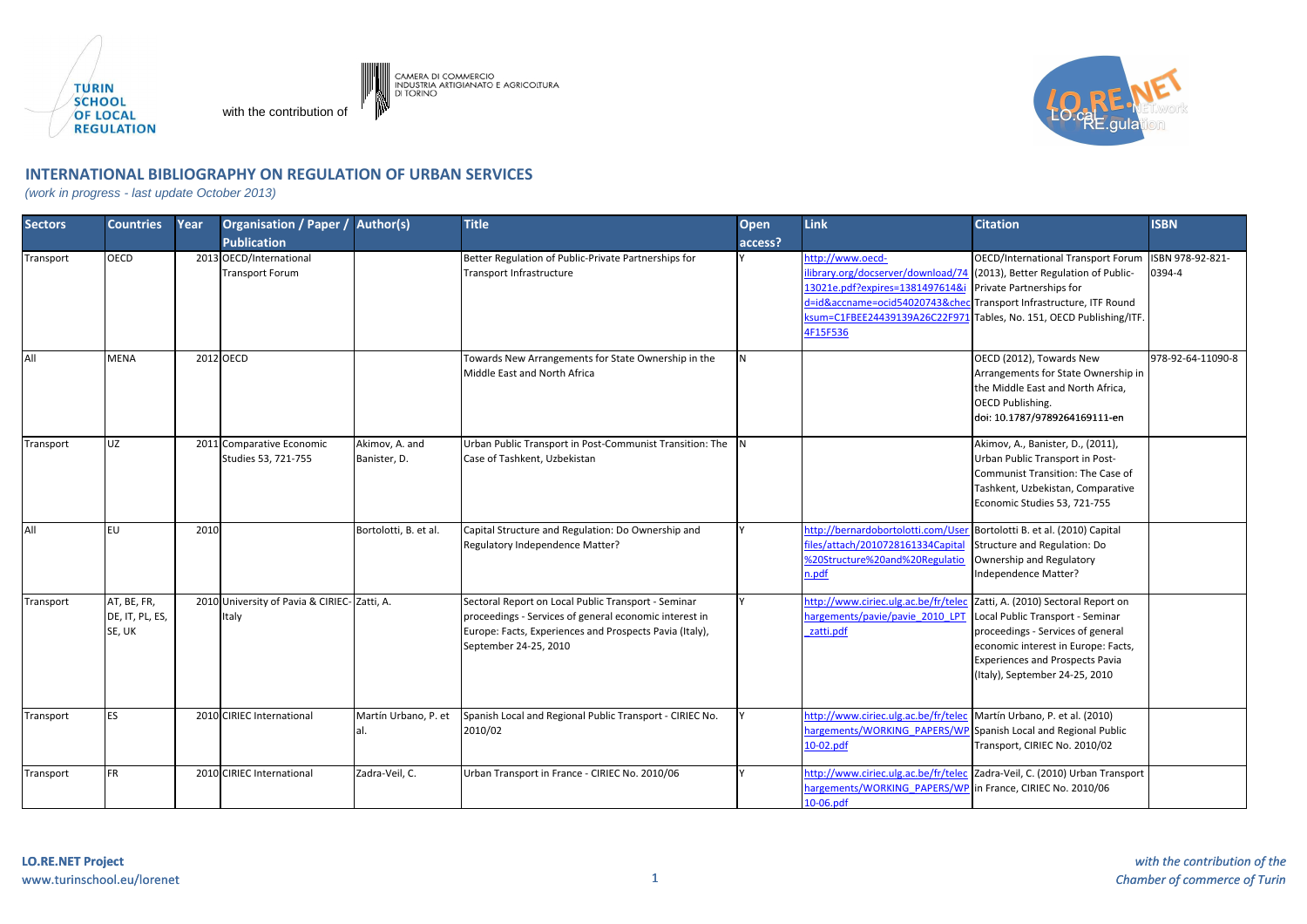TURIN SCHOOL OF LOCAL REGULATION

with the contribution of CAMERA DI COMMERCIO INDUSTRIA ARTIGIANATO E AGRICOLTURA DI TORINO

LO.RE.NET LO.cal RE.gulation NET.work

## INTERNATIONAL BIBLIOGRAPHY ON REGULATION OF URBAN SERVICES

*(work in progress - last update October 2013)*

| Sectors | Countries | Year | Organisation / Paper / Publication | Author(s) | Title | Open access? | Link | Citation | ISBN |
|---|---|---|---|---|---|---|---|---|---|
| Transport | OECD | 2013 | OECD/International Transport Forum | | Better Regulation of Public-Private Partnerships for Transport Infrastructure | Y | http://www.oecd-ilibrary.org/docserver/download/7413021e.pdf?expires=1381497614&id=id&accname=ocid54020743&checksum=C1FBEE24439139A26C22F9714F15F536 | OECD/International Transport Forum (2013), Better Regulation of Public-Private Partnerships for Transport Infrastructure, ITF Round Tables, No. 151, OECD Publishing/ITF. | ISBN 978-92-821-0394-4 |
| All | MENA | 2012 | OECD | | Towards New Arrangements for State Ownership in the Middle East and North Africa | N | | OECD (2012), Towards New Arrangements for State Ownership in the Middle East and North Africa, OECD Publishing. doi: 10.1787/9789264169111-en | 978-92-64-11090-8 |
| Transport | UZ | 2011 | Comparative Economic Studies 53, 721-755 | Akimov, A. and Banister, D. | Urban Public Transport in Post-Communist Transition: The Case of Tashkent, Uzbekistan | N | | Akimov, A., Banister, D., (2011), Urban Public Transport in Post-Communist Transition: The Case of Tashkent, Uzbekistan, Comparative Economic Studies 53, 721-755 | |
| All | EU | 2010 | | Bortolotti, B. et al. | Capital Structure and Regulation: Do Ownership and Regulatory Independence Matter? | Y | http://bernardobortolotti.com/Userfiles/attach/2010728161334Capital%20Structure%20and%20Regulation.pdf | Bortolotti B. et al. (2010) Capital Structure and Regulation: Do Ownership and Regulatory Independence Matter? | |
| Transport | AT, BE, FR, DE, IT, PL, ES, SE, UK | 2010 | University of Pavia & CIRIEC-Italy | Zatti, A. | Sectoral Report on Local Public Transport - Seminar proceedings - Services of general economic interest in Europe: Facts, Experiences and Prospects Pavia (Italy), September 24-25, 2010 | Y | http://www.ciriec.ulg.ac.be/fr/telechargements/pavie/pavie_2010_LPT_zatti.pdf | Zatti, A. (2010) Sectoral Report on Local Public Transport - Seminar proceedings - Services of general economic interest in Europe: Facts, Experiences and Prospects Pavia (Italy), September 24-25, 2010 | |
| Transport | ES | 2010 | CIRIEC International | Martín Urbano, P. et al. | Spanish Local and Regional Public Transport - CIRIEC No. 2010/02 | Y | http://www.ciriec.ulg.ac.be/fr/telechargements/WORKING_PAPERS/WP10-02.pdf | Martín Urbano, P. et al. (2010) Spanish Local and Regional Public Transport, CIRIEC No. 2010/02 | |
| Transport | FR | 2010 | CIRIEC International | Zadra-Veil, C. | Urban Transport in France - CIRIEC No. 2010/06 | Y | http://www.ciriec.ulg.ac.be/fr/telechargements/WORKING_PAPERS/WP10-06.pdf | Zadra-Veil, C. (2010) Urban Transport in France, CIRIEC No. 2010/06 | |

**LO.RE.NET Project**
www.turinschool.eu/lorenet

*with the contribution of the Chamber of commerce of Turin*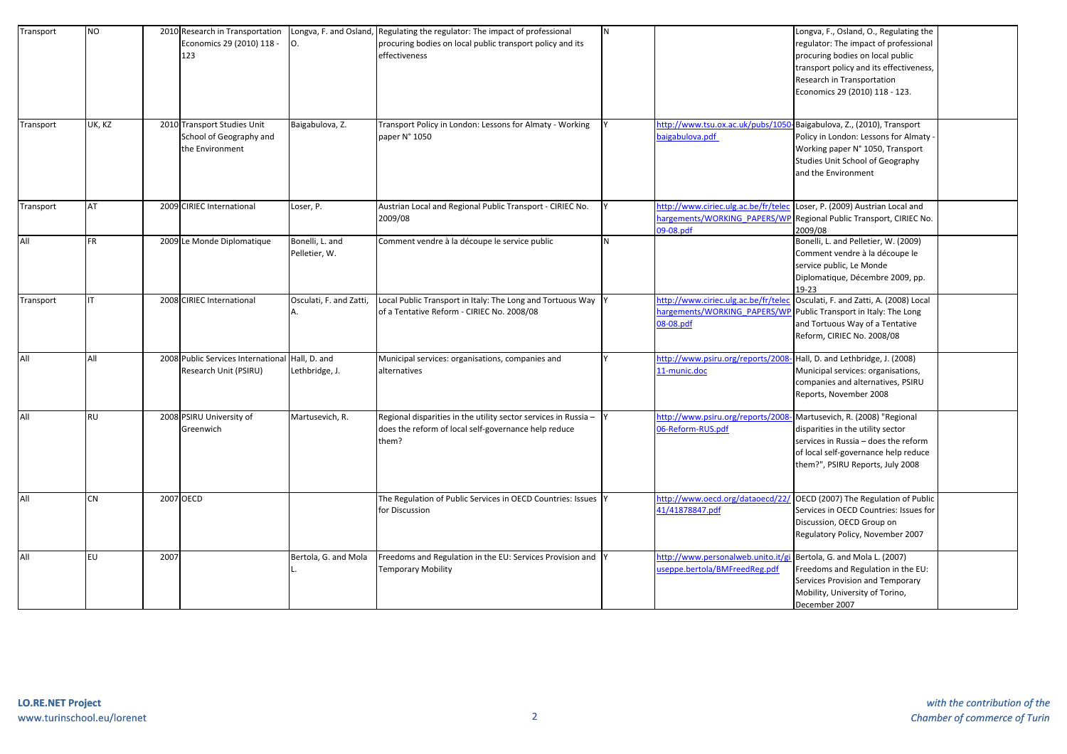| Transport | NO | 2010 | Research in Transportation Economics 29 (2010) 118 - 123 | Longva, F. and Osland, O. | Regulating the regulator: The impact of professional procuring bodies on local public transport policy and its effectiveness | N | | Longva, F., Osland, O., Regulating the regulator: The impact of professional procuring bodies on local public transport policy and its effectiveness, Research in Transportation Economics 29 (2010) 118 - 123. | |
|---|---|---|---|---|---|---|---|---|---|
| Transport | UK, KZ | 2010 | Transport Studies Unit School of Geography and the Environment | Baigabulova, Z. | Transport Policy in London: Lessons for Almaty - Working paper N° 1050 | Y | http://www.tsu.ox.ac.uk/pubs/1050-baigabulova.pdf | Baigabulova, Z., (2010), Transport Policy in London: Lessons for Almaty - Working paper N° 1050, Transport Studies Unit School of Geography and the Environment | |
| Transport | AT | 2009 | CIRIEC International | Loser, P. | Austrian Local and Regional Public Transport - CIRIEC No. 2009/08 | Y | http://www.ciriec.ulg.ac.be/fr/telechargements/WORKING_PAPERS/WP09-08.pdf | Loser, P. (2009) Austrian Local and Regional Public Transport, CIRIEC No. 2009/08 | |
| All | FR | 2009 | Le Monde Diplomatique | Bonelli, L. and Pelletier, W. | Comment vendre à la découpe le service public | N | | Bonelli, L. and Pelletier, W. (2009) Comment vendre à la découpe le service public, Le Monde Diplomatique, Décembre 2009, pp. 19-23 | |
| Transport | IT | 2008 | CIRIEC International | Osculati, F. and Zatti, A. | Local Public Transport in Italy: The Long and Tortuous Way of a Tentative Reform - CIRIEC No. 2008/08 | Y | http://www.ciriec.ulg.ac.be/fr/telechargements/WORKING_PAPERS/WP08-08.pdf | Osculati, F. and Zatti, A. (2008) Local Public Transport in Italy: The Long and Tortuous Way of a Tentative Reform, CIRIEC No. 2008/08 | |
| All | All | 2008 | Public Services International Research Unit (PSIRU) | Hall, D. and Lethbridge, J. | Municipal services: organisations, companies and alternatives | Y | http://www.psiru.org/reports/2008-11-munic.doc | Hall, D. and Lethbridge, J. (2008) Municipal services: organisations, companies and alternatives, PSIRU Reports, November 2008 | |
| All | RU | 2008 | PSIRU University of Greenwich | Martusevich, R. | Regional disparities in the utility sector services in Russia – does the reform of local self-governance help reduce them? | Y | http://www.psiru.org/reports/2008-06-Reform-RUS.pdf | Martusevich, R. (2008) "Regional disparities in the utility sector services in Russia – does the reform of local self-governance help reduce them?", PSIRU Reports, July 2008 | |
| All | CN | 2007 | OECD | | The Regulation of Public Services in OECD Countries: Issues for Discussion | Y | http://www.oecd.org/dataoecd/22/41/41878847.pdf | OECD (2007) The Regulation of Public Services in OECD Countries: Issues for Discussion, OECD Group on Regulatory Policy, November 2007 | |
| All | EU | 2007 | | Bertola, G. and Mola L. | Freedoms and Regulation in the EU: Services Provision and Temporary Mobility | Y | http://www.personalweb.unito.it/giuseppe.bertola/BMFreedReg.pdf | Bertola, G. and Mola L. (2007) Freedoms and Regulation in the EU: Services Provision and Temporary Mobility, University of Torino, December 2007 | |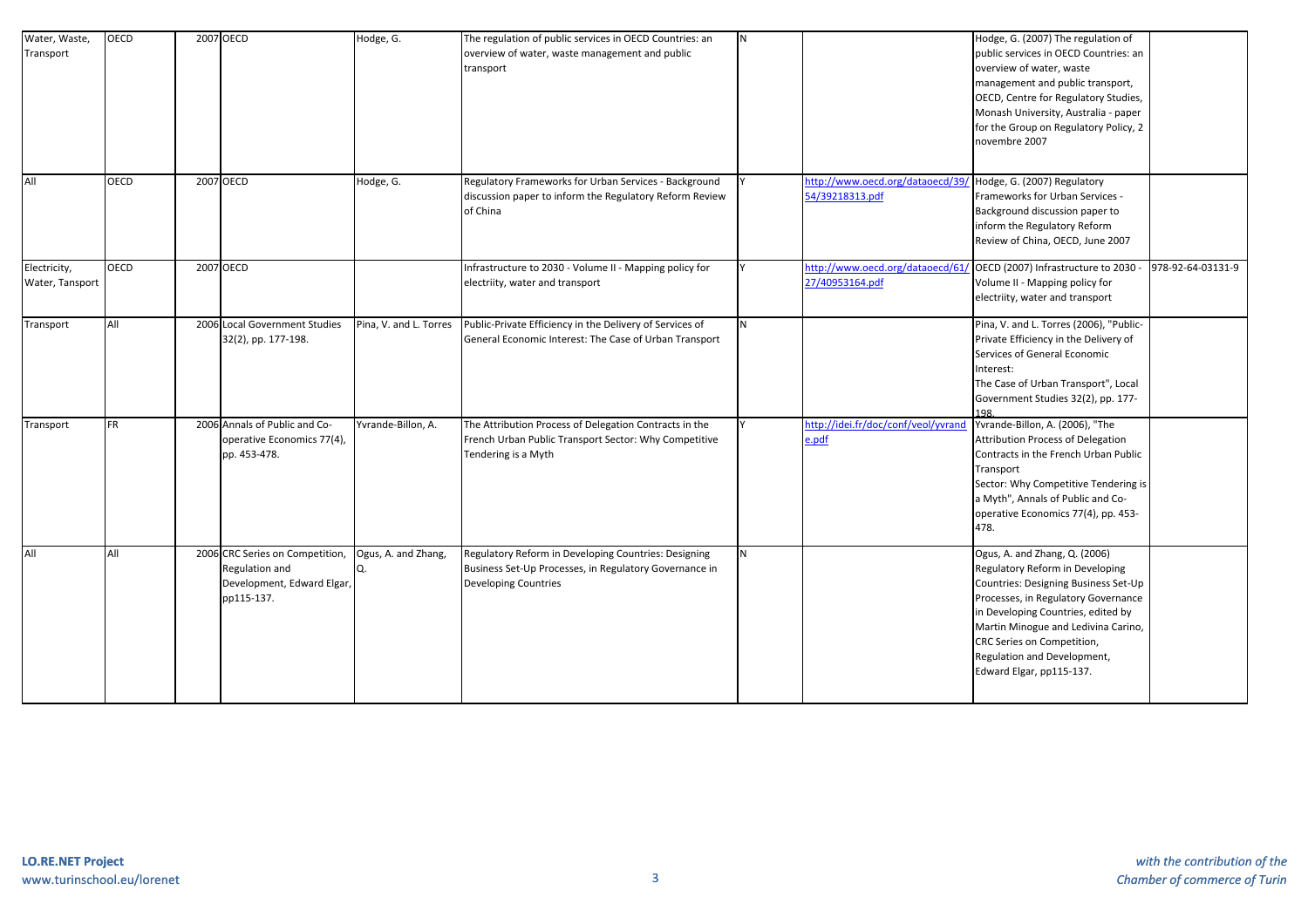| | | | | | | | | | |
|---|---|---|---|---|---|---|---|---|---|
| Water, Waste, Transport | OECD | 2007 | OECD | Hodge, G. | The regulation of public services in OECD Countries: an overview of water, waste management and public transport | N | | Hodge, G. (2007) The regulation of public services in OECD Countries: an overview of water, waste management and public transport, OECD, Centre for Regulatory Studies, Monash University, Australia - paper for the Group on Regulatory Policy, 2 novembre 2007 | |
| All | OECD | 2007 | OECD | Hodge, G. | Regulatory Frameworks for Urban Services - Background discussion paper to inform the Regulatory Reform Review of China | Y | http://www.oecd.org/dataoecd/39/54/39218313.pdf | Hodge, G. (2007) Regulatory Frameworks for Urban Services - Background discussion paper to inform the Regulatory Reform Review of China, OECD, June 2007 | |
| Electricity, Water, Tansport | OECD | 2007 | OECD | | Infrastructure to 2030 - Volume II - Mapping policy for electriity, water and transport | Y | http://www.oecd.org/dataoecd/61/27/40953164.pdf | OECD (2007) Infrastructure to 2030 - Volume II - Mapping policy for electriity, water and transport | 978-92-64-03131-9 |
| Transport | All | 2006 | Local Government Studies 32(2), pp. 177-198. | Pina, V. and L. Torres | Public-Private Efficiency in the Delivery of Services of General Economic Interest: The Case of Urban Transport | N | | Pina, V. and L. Torres (2006), "Public-Private Efficiency in the Delivery of Services of General Economic Interest: The Case of Urban Transport", Local Government Studies 32(2), pp. 177-198. | |
| Transport | FR | 2006 | Annals of Public and Co-operative Economics 77(4), pp. 453-478. | Yvrande-Billon, A. | The Attribution Process of Delegation Contracts in the French Urban Public Transport Sector: Why Competitive Tendering is a Myth | Y | http://idei.fr/doc/conf/veol/yvrande.pdf | Yvrande-Billon, A. (2006), "The Attribution Process of Delegation Contracts in the French Urban Public Transport Sector: Why Competitive Tendering is a Myth", Annals of Public and Co-operative Economics 77(4), pp. 453-478. | |
| All | All | 2006 | CRC Series on Competition, Regulation and Development, Edward Elgar, pp115-137. | Ogus, A. and Zhang, Q. | Regulatory Reform in Developing Countries: Designing Business Set-Up Processes, in Regulatory Governance in Developing Countries | N | | Ogus, A. and Zhang, Q. (2006) Regulatory Reform in Developing Countries: Designing Business Set-Up Processes, in Regulatory Governance in Developing Countries, edited by Martin Minogue and Ledivina Carino, CRC Series on Competition, Regulation and Development, Edward Elgar, pp115-137. | |

**LO.RE.NET Project**
www.turinschool.eu/lorenet

*with the contribution of the Chamber of commerce of Turin*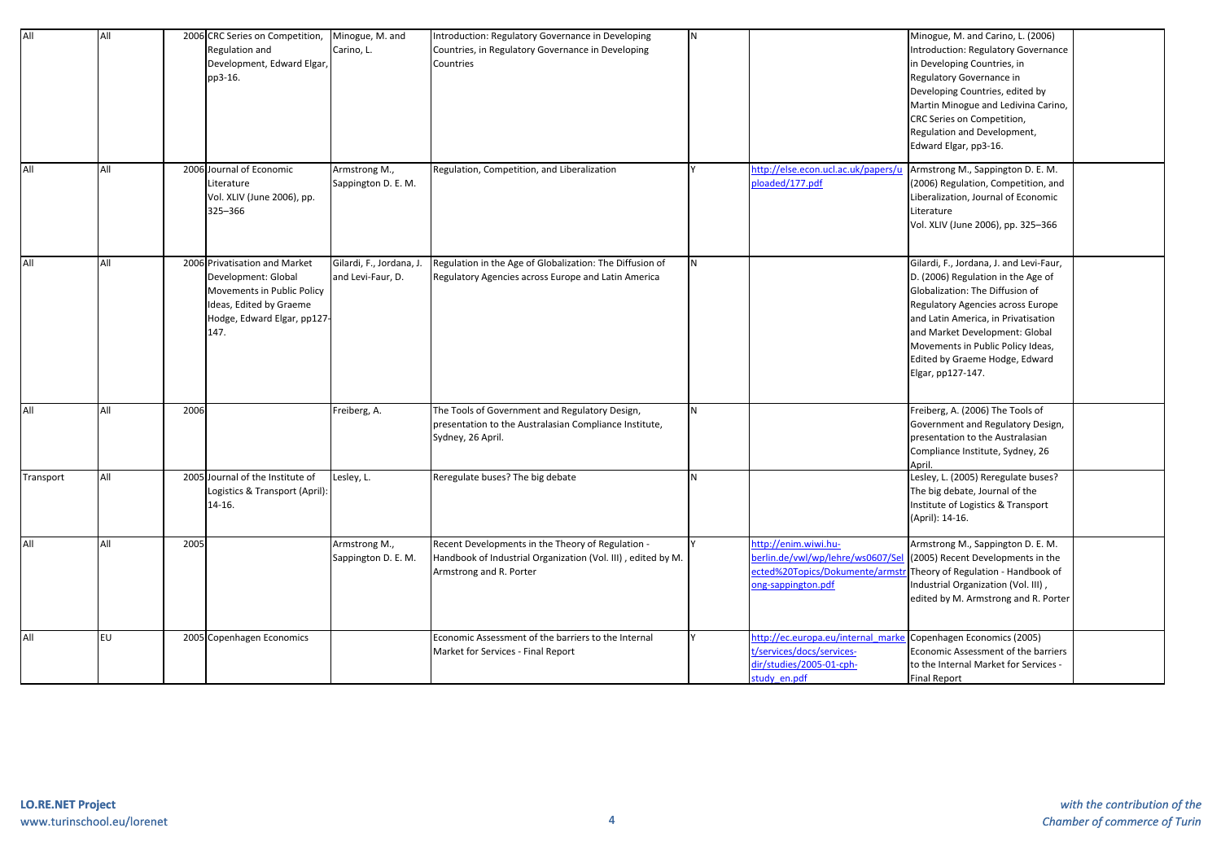| All | All | 2006 | CRC Series on Competition, Regulation and Development, Edward Elgar, pp3-16. | Minogue, M. and Carino, L. | Introduction: Regulatory Governance in Developing Countries, in Regulatory Governance in Developing Countries | N | | Minogue, M. and Carino, L. (2006) Introduction: Regulatory Governance in Developing Countries, in Regulatory Governance in Developing Countries, edited by Martin Minogue and Ledivina Carino, CRC Series on Competition, Regulation and Development, Edward Elgar, pp3-16. | |
|---|---|---|---|---|---|---|---|---|---|
| All | All | 2006 | Journal of Economic Literature Vol. XLIV (June 2006), pp. 325–366 | Armstrong M., Sappington D. E. M. | Regulation, Competition, and Liberalization | Y | http://else.econ.ucl.ac.uk/papers/uploaded/177.pdf | Armstrong M., Sappington D. E. M. (2006) Regulation, Competition, and Liberalization, Journal of Economic Literature Vol. XLIV (June 2006), pp. 325–366 | |
| All | All | 2006 | Privatisation and Market Development: Global Movements in Public Policy Ideas, Edited by Graeme Hodge, Edward Elgar, pp127-147. | Gilardi, F., Jordana, J. and Levi-Faur, D. | Regulation in the Age of Globalization: The Diffusion of Regulatory Agencies across Europe and Latin America | N | | Gilardi, F., Jordana, J. and Levi-Faur, D. (2006) Regulation in the Age of Globalization: The Diffusion of Regulatory Agencies across Europe and Latin America, in Privatisation and Market Development: Global Movements in Public Policy Ideas, Edited by Graeme Hodge, Edward Elgar, pp127-147. | |
| All | All | 2006 | | Freiberg, A. | The Tools of Government and Regulatory Design, presentation to the Australasian Compliance Institute, Sydney, 26 April. | N | | Freiberg, A. (2006) The Tools of Government and Regulatory Design, presentation to the Australasian Compliance Institute, Sydney, 26 April. | |
| Transport | All | 2005 | Journal of the Institute of Logistics & Transport (April): 14-16. | Lesley, L. | Reregulate buses? The big debate | N | | Lesley, L. (2005) Reregulate buses? The big debate, Journal of the Institute of Logistics & Transport (April): 14-16. | |
| All | All | 2005 | | Armstrong M., Sappington D. E. M. | Recent Developments in the Theory of Regulation - Handbook of Industrial Organization (Vol. III) , edited by M. Armstrong and R. Porter | Y | http://enim.wiwi.hu-berlin.de/vwl/wp/lehre/ws0607/Selected%20Topics/Dokumente/armstrong-sappington.pdf | Armstrong M., Sappington D. E. M. (2005) Recent Developments in the Theory of Regulation - Handbook of Industrial Organization (Vol. III) , edited by M. Armstrong and R. Porter | |
| All | EU | 2005 | Copenhagen Economics | | Economic Assessment of the barriers to the Internal Market for Services - Final Report | Y | http://ec.europa.eu/internal_market/services/docs/services-dir/studies/2005-01-cph-study_en.pdf | Copenhagen Economics (2005) Economic Assessment of the barriers to the Internal Market for Services - Final Report | |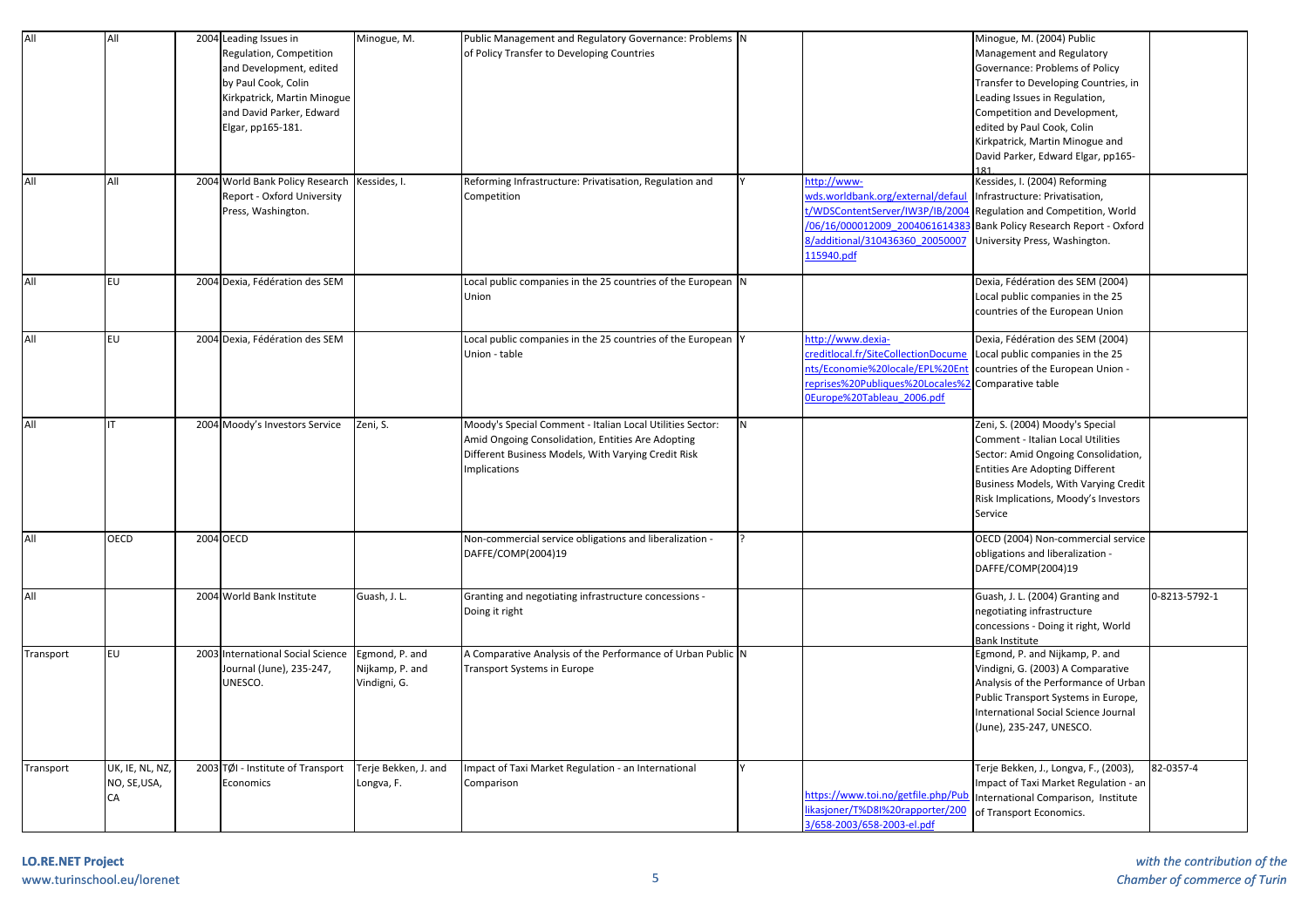| All | All | 2004 | Leading Issues in Regulation, Competition and Development, edited by Paul Cook, Colin Kirkpatrick, Martin Minogue and David Parker, Edward Elgar, pp165-181. | Minogue, M. | Public Management and Regulatory Governance: Problems of Policy Transfer to Developing Countries | N | | Minogue, M. (2004) Public Management and Regulatory Governance: Problems of Policy Transfer to Developing Countries, in Leading Issues in Regulation, Competition and Development, edited by Paul Cook, Colin Kirkpatrick, Martin Minogue and David Parker, Edward Elgar, pp165-181 | |
|---|---|---|---|---|---|---|---|---|---|
| All | All | 2004 | World Bank Policy Research Report - Oxford University Press, Washington. | Kessides, I. | Reforming Infrastructure: Privatisation, Regulation and Competition | Y | http://www-wds.worldbank.org/external/default/WDSContentServer/IW3P/IB/2004/06/16/000012009_20040616143838/additional/310436360_20050007115940.pdf | Kessides, I. (2004) Reforming Infrastructure: Privatisation, Regulation and Competition, World Bank Policy Research Report - Oxford University Press, Washington. | |
| All | EU | 2004 | Dexia, Fédération des SEM | | Local public companies in the 25 countries of the European Union | N | | Dexia, Fédération des SEM (2004) Local public companies in the 25 countries of the European Union | |
| All | EU | 2004 | Dexia, Fédération des SEM | | Local public companies in the 25 countries of the European Union - table | Y | http://www.dexia-creditlocal.fr/SiteCollectionDocuments/Economie%20locale/EPL%20Entreprises%20Publiques%20Locales%20Europe%20Tableau_2006.pdf | Dexia, Fédération des SEM (2004) Local public companies in the 25 countries of the European Union - Comparative table | |
| All | IT | 2004 | Moody's Investors Service | Zeni, S. | Moody's Special Comment - Italian Local Utilities Sector: Amid Ongoing Consolidation, Entities Are Adopting Different Business Models, With Varying Credit Risk Implications | N | | Zeni, S. (2004) Moody's Special Comment - Italian Local Utilities Sector: Amid Ongoing Consolidation, Entities Are Adopting Different Business Models, With Varying Credit Risk Implications, Moody's Investors Service | |
| All | OECD | 2004 | OECD | | Non-commercial service obligations and liberalization - DAFFE/COMP(2004)19 | ? | | OECD (2004) Non-commercial service obligations and liberalization - DAFFE/COMP(2004)19 | |
| All | | 2004 | World Bank Institute | Guash, J. L. | Granting and negotiating infrastructure concessions - Doing it right | | | Guash, J. L. (2004) Granting and negotiating infrastructure concessions - Doing it right, World Bank Institute | 0-8213-5792-1 |
| Transport | EU | 2003 | International Social Science Journal (June), 235-247, UNESCO. | Egmond, P. and Nijkamp, P. and Vindigni, G. | A Comparative Analysis of the Performance of Urban Public Transport Systems in Europe | N | | Egmond, P. and Nijkamp, P. and Vindigni, G. (2003) A Comparative Analysis of the Performance of Urban Public Transport Systems in Europe, International Social Science Journal (June), 235-247, UNESCO. | |
| Transport | UK, IE, NL, NZ, NO, SE,USA, CA | 2003 | TØI - Institute of Transport Economics | Terje Bekken, J. and Longva, F. | Impact of Taxi Market Regulation - an International Comparison | Y | https://www.toi.no/getfile.php/Publikasjoner/T%D8I%20rapporter/2003/658-2003/658-2003-el.pdf | Terje Bekken, J., Longva, F., (2003), Impact of Taxi Market Regulation - an International Comparison, Institute of Transport Economics. | 82-0357-4 |

**LO.RE.NET Project**
www.turinschool.eu/lorenet

*with the contribution of the Chamber of commerce of Turin*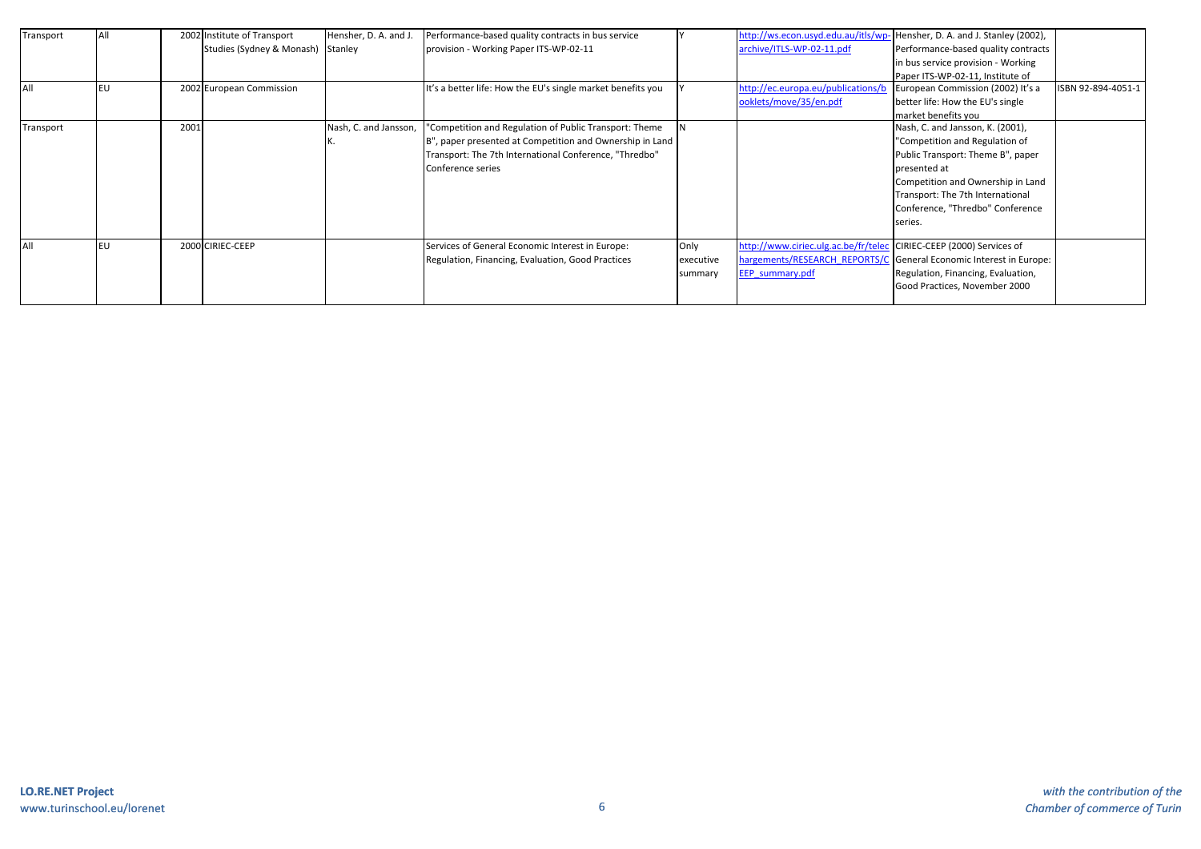| | | | | | | | | | |
|---|---|---|---|---|---|---|---|---|---|
| Transport | All | 2002 | Institute of Transport Studies (Sydney & Monash) | Hensher, D. A. and J. Stanley | Performance-based quality contracts in bus service provision - Working Paper ITS-WP-02-11 | Y | http://ws.econ.usyd.edu.au/itls/wp-archive/ITLS-WP-02-11.pdf | Hensher, D. A. and J. Stanley (2002), Performance-based quality contracts in bus service provision - Working Paper ITS-WP-02-11, Institute of | |
| All | EU | 2002 | European Commission | | It's a better life: How the EU's single market benefits you | Y | http://ec.europa.eu/publications/booklets/move/35/en.pdf | European Commission (2002) It's a better life: How the EU's single market benefits you | ISBN 92-894-4051-1 |
| Transport | | 2001 | | Nash, C. and Jansson, K. | "Competition and Regulation of Public Transport: Theme B", paper presented at Competition and Ownership in Land Transport: The 7th International Conference, "Thredbo" Conference series | N | | Nash, C. and Jansson, K. (2001), "Competition and Regulation of Public Transport: Theme B", paper presented at Competition and Ownership in Land Transport: The 7th International Conference, "Thredbo" Conference series. | |
| All | EU | 2000 | CIRIEC-CEEP | | Services of General Economic Interest in Europe: Regulation, Financing, Evaluation, Good Practices | Only executive summary | http://www.ciriec.ulg.ac.be/fr/telechargements/RESEARCH_REPORTS/CEEP_summary.pdf | CIRIEC-CEEP (2000) Services of General Economic Interest in Europe: Regulation, Financing, Evaluation, Good Practices, November 2000 | |

**LO.RE.NET Project**
www.turinschool.eu/lorenet

*with the contribution of the Chamber of commerce of Turin*